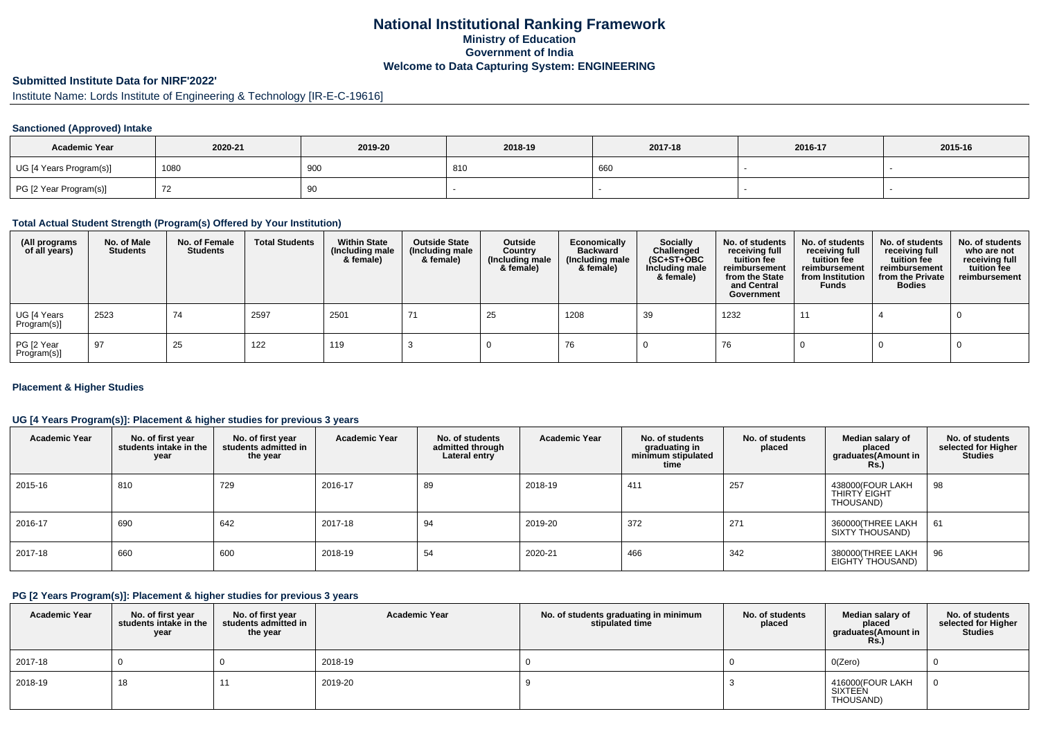# National Institutional Ranking Framework

## Ministry of Education

## Government of India

## Welcome to Data Capturing System: ENGINEERING

### Submitted Institute Data for NIRF'2022'

Institute Name: Lords Institute of Engineering & Technology [IR-E-C-19616]

#### Sanctioned (Approved) Intake

| Academic Year | 2020-21 | 2019-20 | 2018-19 | 2017-18 | 2016-17 | 2015-16 |
|---|---|---|---|---|---|---|
| UG [4 Years Program(s)] | 1080 | 900 | 810 | 660 | - | - |
| PG [2 Year Program(s)] | 72 | 90 | - | - | - | - |

#### Total Actual Student Strength (Program(s) Offered by Your Institution)

| (All programs of all years) | No. of Male Students | No. of Female Students | Total Students | Within State (Including male & female) | Outside State (Including male & female) | Outside Country (Including male & female) | Economically Backward (Including male & female) | Socially Challenged (SC+ST+OBC Including male & female) | No. of students receiving full tuition fee reimbursement from the State and Central Government | No. of students receiving full tuition fee reimbursement from Institution Funds | No. of students receiving full tuition fee reimbursement from the Private Bodies | No. of students who are not receiving full tuition fee reimbursement |
|---|---|---|---|---|---|---|---|---|---|---|---|---|
| UG [4 Years Program(s)] | 2523 | 74 | 2597 | 2501 | 71 | 25 | 1208 | 39 | 1232 | 11 | 4 | 0 |
| PG [2 Year Program(s)] | 97 | 25 | 122 | 119 | 3 | 0 | 76 | 0 | 76 | 0 | 0 | 0 |

#### Placement & Higher Studies

#### UG [4 Years Program(s)]: Placement & higher studies for previous 3 years

| Academic Year | No. of first year students intake in the year | No. of first year students admitted in the year | Academic Year | No. of students admitted through Lateral entry | Academic Year | No. of students graduating in minimum stipulated time | No. of students placed | Median salary of placed graduates(Amount in Rs.) | No. of students selected for Higher Studies |
|---|---|---|---|---|---|---|---|---|---|
| 2015-16 | 810 | 729 | 2016-17 | 89 | 2018-19 | 411 | 257 | 438000(FOUR LAKH THIRTY EIGHT THOUSAND) | 98 |
| 2016-17 | 690 | 642 | 2017-18 | 94 | 2019-20 | 372 | 271 | 360000(THREE LAKH SIXTY THOUSAND) | 61 |
| 2017-18 | 660 | 600 | 2018-19 | 54 | 2020-21 | 466 | 342 | 380000(THREE LAKH EIGHTY THOUSAND) | 96 |

#### PG [2 Years Program(s)]: Placement & higher studies for previous 3 years

| Academic Year | No. of first year students intake in the year | No. of first year students admitted in the year | Academic Year | No. of students graduating in minimum stipulated time | No. of students placed | Median salary of placed graduates(Amount in Rs.) | No. of students selected for Higher Studies |
|---|---|---|---|---|---|---|---|
| 2017-18 | 0 | 0 | 2018-19 | 0 | 0 | 0(Zero) | 0 |
| 2018-19 | 18 | 11 | 2019-20 | 9 | 3 | 416000(FOUR LAKH SIXTEEN THOUSAND) | 0 |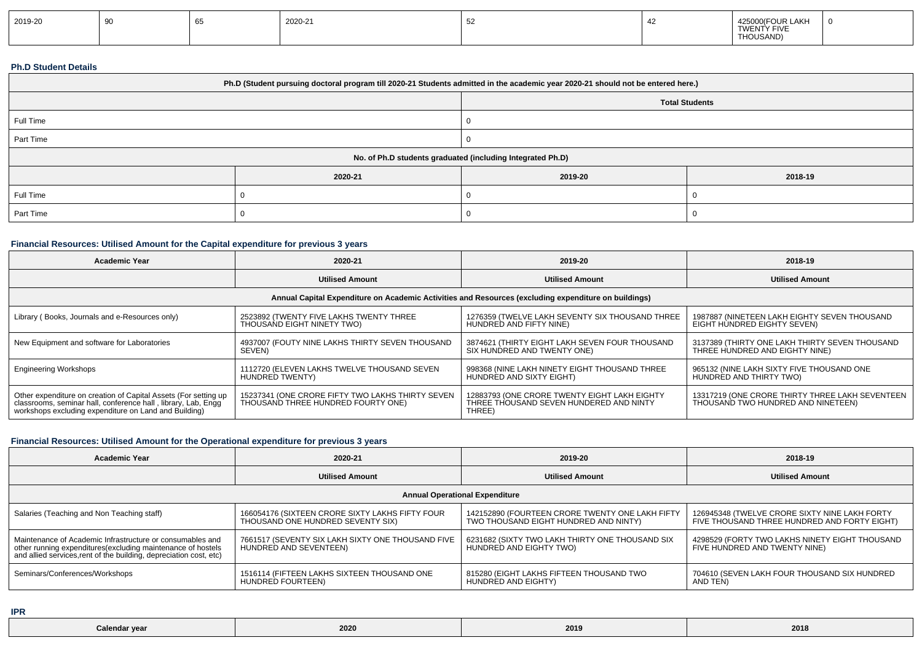| 2019-20 | 90 | 65 | 2020-21 | 52 | 42 | 425000(FOUR LAKH TWENTY FIVE THOUSAND) | 0 |
|---|---|---|---|---|---|---|---|

**Ph.D Student Details**

| Ph.D (Student pursuing doctoral program till 2020-21 Students admitted in the academic year 2020-21 should not be entered here.) | | | |
|---|---|---|---|
| | | Total Students | |
| Full Time | | 0 | |
| Part Time | | 0 | |
| No. of Ph.D students graduated (including Integrated Ph.D) | | | |
| | 2020-21 | 2019-20 | 2018-19 |
| Full Time | 0 | 0 | 0 |
| Part Time | 0 | 0 | 0 |

**Financial Resources: Utilised Amount for the Capital expenditure for previous 3 years**

| Academic Year | 2020-21 | 2019-20 | 2018-19 |
|---|---|---|---|
| | Utilised Amount | Utilised Amount | Utilised Amount |
| Annual Capital Expenditure on Academic Activities and Resources (excluding expenditure on buildings) | | | |
| Library ( Books, Journals and e-Resources only) | 2523892 (TWENTY FIVE LAKHS TWENTY THREE THOUSAND EIGHT NINETY TWO) | 1276359 (TWELVE LAKH SEVENTY SIX THOUSAND THREE HUNDRED AND FIFTY NINE) | 1987887 (NINETEEN LAKH EIGHTY SEVEN THOUSAND EIGHT HUNDRED EIGHTY SEVEN) |
| New Equipment and software for Laboratories | 4937007 (FOUTY NINE LAKHS THIRTY SEVEN THOUSAND SEVEN) | 3874621 (THIRTY EIGHT LAKH SEVEN FOUR THOUSAND SIX HUNDRED AND TWENTY ONE) | 3137389 (THIRTY ONE LAKH THIRTY SEVEN THOUSAND THREE HUNDRED AND EIGHTY NINE) |
| Engineering Workshops | 1112720 (ELEVEN LAKHS TWELVE THOUSAND SEVEN HUNDRED TWENTY) | 998368 (NINE LAKH NINETY EIGHT THOUSAND THREE HUNDRED AND SIXTY EIGHT) | 965132 (NINE LAKH SIXTY FIVE THOUSAND ONE HUNDRED AND THIRTY TWO) |
| Other expenditure on creation of Capital Assets (For setting up classrooms, seminar hall, conference hall , library, Lab, Engg workshops excluding expenditure on Land and Building) | 15237341 (ONE CRORE FIFTY TWO LAKHS THIRTY SEVEN THOUSAND THREE HUNDRED FOURTY ONE) | 12883793 (ONE CRORE TWENTY EIGHT LAKH EIGHTY THREE THOUSAND SEVEN HUNDERED AND NINTY THREE) | 13317219 (ONE CRORE THIRTY THREE LAKH SEVENTEEN THOUSAND TWO HUNDRED AND NINETEEN) |

**Financial Resources: Utilised Amount for the Operational expenditure for previous 3 years**

| Academic Year | 2020-21 | 2019-20 | 2018-19 |
|---|---|---|---|
| | Utilised Amount | Utilised Amount | Utilised Amount |
| Annual Operational Expenditure | | | |
| Salaries (Teaching and Non Teaching staff) | 166054176 (SIXTEEN CRORE SIXTY LAKHS FIFTY FOUR THOUSAND ONE HUNDRED SEVENTY SIX) | 142152890 (FOURTEEN CRORE TWENTY ONE LAKH FIFTY TWO THOUSAND EIGHT HUNDRED AND NINTY) | 126945348 (TWELVE CRORE SIXTY NINE LAKH FORTY FIVE THOUSAND THREE HUNDRED AND FORTY EIGHT) |
| Maintenance of Academic Infrastructure or consumables and other running expenditures(excluding maintenance of hostels and allied services,rent of the building, depreciation cost, etc) | 7661517 (SEVENTY SIX LAKH SIXTY ONE THOUSAND FIVE HUNDRED AND SEVENTEEN) | 6231682 (SIXTY TWO LAKH THIRTY ONE THOUSAND SIX HUNDRED AND EIGHTY TWO) | 4298529 (FORTY TWO LAKHS NINETY EIGHT THOUSAND FIVE HUNDRED AND TWENTY NINE) |
| Seminars/Conferences/Workshops | 1516114 (FIFTEEN LAKHS SIXTEEN THOUSAND ONE HUNDRED FOURTEEN) | 815280 (EIGHT LAKHS FIFTEEN THOUSAND TWO HUNDRED AND EIGHTY) | 704610 (SEVEN LAKH FOUR THOUSAND SIX HUNDRED AND TEN) |

**IPR**

| Calendar year | 2020 | 2019 | 2018 |
|---|---|---|---|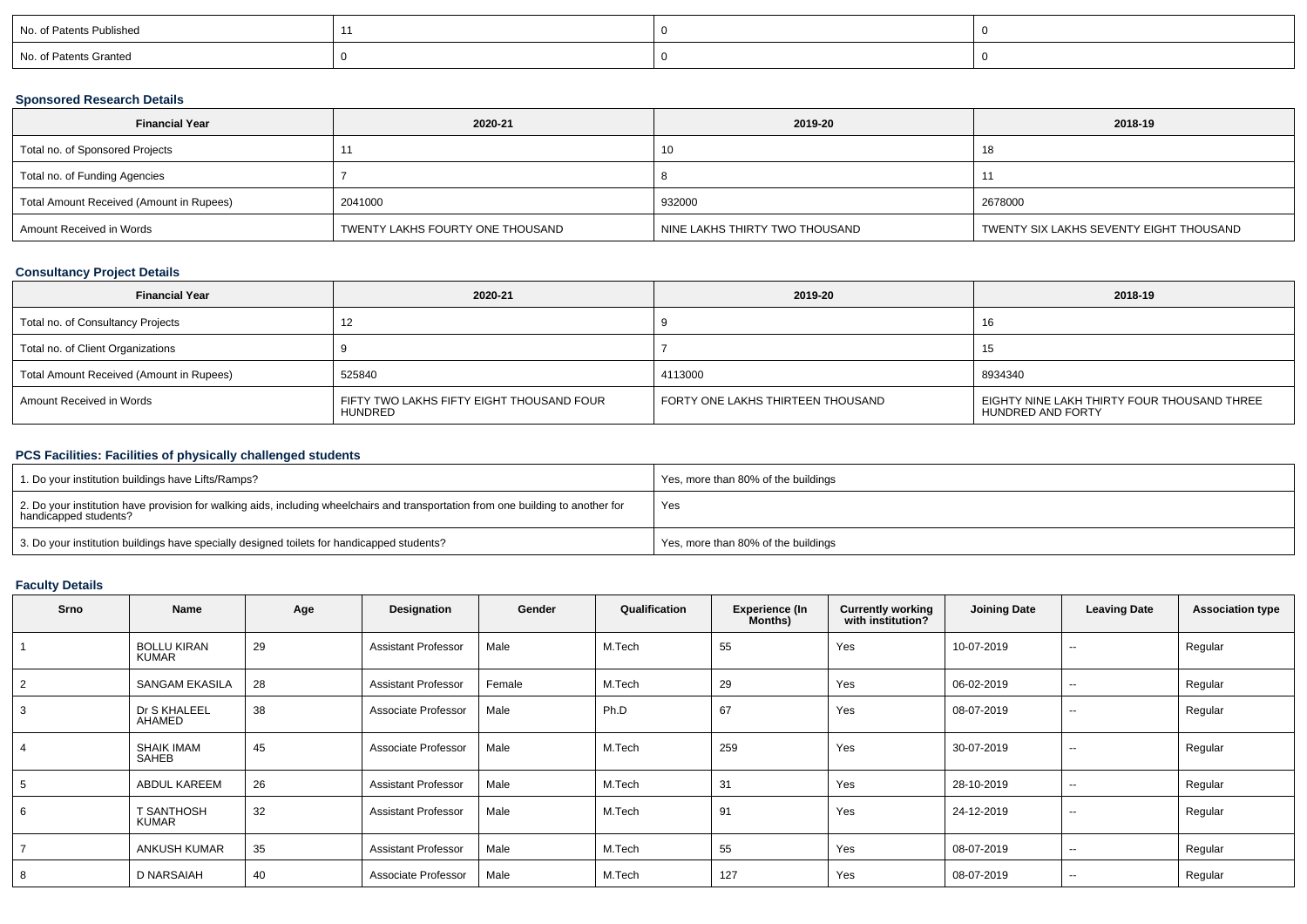| No. of Patents Published | 11 | 0 | 0 |
|---|---|---|---|
| No. of Patents Granted | 0 | 0 | 0 |

### Sponsored Research Details

| Financial Year | 2020-21 | 2019-20 | 2018-19 |
|---|---|---|---|
| Total no. of Sponsored Projects | 11 | 10 | 18 |
| Total no. of Funding Agencies | 7 | 8 | 11 |
| Total Amount Received (Amount in Rupees) | 2041000 | 932000 | 2678000 |
| Amount Received in Words | TWENTY LAKHS FOURTY ONE THOUSAND | NINE LAKHS THIRTY TWO THOUSAND | TWENTY SIX LAKHS SEVENTY EIGHT THOUSAND |

### Consultancy Project Details

| Financial Year | 2020-21 | 2019-20 | 2018-19 |
|---|---|---|---|
| Total no. of Consultancy Projects | 12 | 9 | 16 |
| Total no. of Client Organizations | 9 | 7 | 15 |
| Total Amount Received (Amount in Rupees) | 525840 | 4113000 | 8934340 |
| Amount Received in Words | FIFTY TWO LAKHS FIFTY EIGHT THOUSAND FOUR HUNDRED | FORTY ONE LAKHS THIRTEEN THOUSAND | EIGHTY NINE LAKH THIRTY FOUR THOUSAND THREE HUNDRED AND FORTY |

### PCS Facilities: Facilities of physically challenged students

| 1. Do your institution buildings have Lifts/Ramps? | Yes, more than 80% of the buildings |
|---|---|
| 2. Do your institution have provision for walking aids, including wheelchairs and transportation from one building to another for handicapped students? | Yes |
| 3. Do your institution buildings have specially designed toilets for handicapped students? | Yes, more than 80% of the buildings |

### Faculty Details

| Srno | Name | Age | Designation | Gender | Qualification | Experience (In Months) | Currently working with institution? | Joining Date | Leaving Date | Association type |
|---|---|---|---|---|---|---|---|---|---|---|
| 1 | BOLLU KIRAN KUMAR | 29 | Assistant Professor | Male | M.Tech | 55 | Yes | 10-07-2019 | -- | Regular |
| 2 | SANGAM EKASILA | 28 | Assistant Professor | Female | M.Tech | 29 | Yes | 06-02-2019 | -- | Regular |
| 3 | Dr S KHALEEL AHAMED | 38 | Associate Professor | Male | Ph.D | 67 | Yes | 08-07-2019 | -- | Regular |
| 4 | SHAIK IMAM SAHEB | 45 | Associate Professor | Male | M.Tech | 259 | Yes | 30-07-2019 | -- | Regular |
| 5 | ABDUL KAREEM | 26 | Assistant Professor | Male | M.Tech | 31 | Yes | 28-10-2019 | -- | Regular |
| 6 | T SANTHOSH KUMAR | 32 | Assistant Professor | Male | M.Tech | 91 | Yes | 24-12-2019 | -- | Regular |
| 7 | ANKUSH KUMAR | 35 | Assistant Professor | Male | M.Tech | 55 | Yes | 08-07-2019 | -- | Regular |
| 8 | D NARSAIAH | 40 | Associate Professor | Male | M.Tech | 127 | Yes | 08-07-2019 | -- | Regular |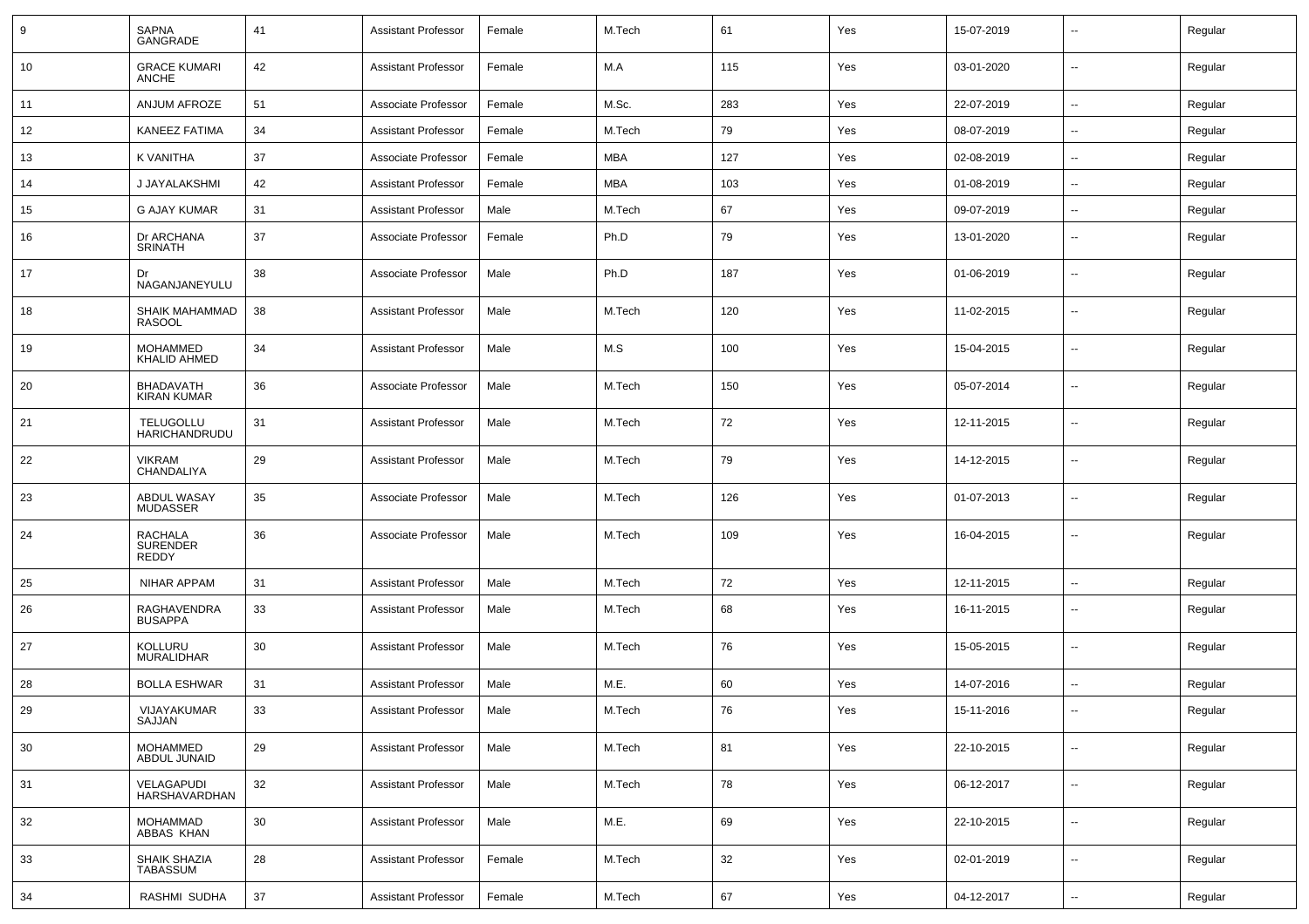| 9 | SAPNA GANGRADE | 41 | Assistant Professor | Female | M.Tech | 61 | Yes | 15-07-2019 | -- | Regular |
|---|---|---|---|---|---|---|---|---|---|---|
| 10 | GRACE KUMARI ANCHE | 42 | Assistant Professor | Female | M.A | 115 | Yes | 03-01-2020 | -- | Regular |
| 11 | ANJUM AFROZE | 51 | Associate Professor | Female | M.Sc. | 283 | Yes | 22-07-2019 | -- | Regular |
| 12 | KANEEZ FATIMA | 34 | Assistant Professor | Female | M.Tech | 79 | Yes | 08-07-2019 | -- | Regular |
| 13 | K VANITHA | 37 | Associate Professor | Female | MBA | 127 | Yes | 02-08-2019 | -- | Regular |
| 14 | J JAYALAKSHMI | 42 | Assistant Professor | Female | MBA | 103 | Yes | 01-08-2019 | -- | Regular |
| 15 | G AJAY KUMAR | 31 | Assistant Professor | Male | M.Tech | 67 | Yes | 09-07-2019 | -- | Regular |
| 16 | Dr ARCHANA SRINATH | 37 | Associate Professor | Female | Ph.D | 79 | Yes | 13-01-2020 | -- | Regular |
| 17 | Dr NAGANJANEYULU | 38 | Associate Professor | Male | Ph.D | 187 | Yes | 01-06-2019 | -- | Regular |
| 18 | SHAIK MAHAMMAD RASOOL | 38 | Assistant Professor | Male | M.Tech | 120 | Yes | 11-02-2015 | -- | Regular |
| 19 | MOHAMMED KHALID AHMED | 34 | Assistant Professor | Male | M.S | 100 | Yes | 15-04-2015 | -- | Regular |
| 20 | BHADAVATH KIRAN KUMAR | 36 | Associate Professor | Male | M.Tech | 150 | Yes | 05-07-2014 | -- | Regular |
| 21 | TELUGOLLU HARICHANDRUDU | 31 | Assistant Professor | Male | M.Tech | 72 | Yes | 12-11-2015 | -- | Regular |
| 22 | VIKRAM CHANDALIYA | 29 | Assistant Professor | Male | M.Tech | 79 | Yes | 14-12-2015 | -- | Regular |
| 23 | ABDUL WASAY MUDASSER | 35 | Associate Professor | Male | M.Tech | 126 | Yes | 01-07-2013 | -- | Regular |
| 24 | RACHALA SURENDER REDDY | 36 | Associate Professor | Male | M.Tech | 109 | Yes | 16-04-2015 | -- | Regular |
| 25 | NIHAR APPAM | 31 | Assistant Professor | Male | M.Tech | 72 | Yes | 12-11-2015 | -- | Regular |
| 26 | RAGHAVENDRA BUSAPPA | 33 | Assistant Professor | Male | M.Tech | 68 | Yes | 16-11-2015 | -- | Regular |
| 27 | KOLLURU MURALIDHAR | 30 | Assistant Professor | Male | M.Tech | 76 | Yes | 15-05-2015 | -- | Regular |
| 28 | BOLLA ESHWAR | 31 | Assistant Professor | Male | M.E. | 60 | Yes | 14-07-2016 | -- | Regular |
| 29 | VIJAYAKUMAR SAJJAN | 33 | Assistant Professor | Male | M.Tech | 76 | Yes | 15-11-2016 | -- | Regular |
| 30 | MOHAMMED ABDUL JUNAID | 29 | Assistant Professor | Male | M.Tech | 81 | Yes | 22-10-2015 | -- | Regular |
| 31 | VELAGAPUDI HARSHAVARDHAN | 32 | Assistant Professor | Male | M.Tech | 78 | Yes | 06-12-2017 | -- | Regular |
| 32 | MOHAMMAD ABBAS KHAN | 30 | Assistant Professor | Male | M.E. | 69 | Yes | 22-10-2015 | -- | Regular |
| 33 | SHAIK SHAZIA TABASSUM | 28 | Assistant Professor | Female | M.Tech | 32 | Yes | 02-01-2019 | -- | Regular |
| 34 | RASHMI SUDHA | 37 | Assistant Professor | Female | M.Tech | 67 | Yes | 04-12-2017 | -- | Regular |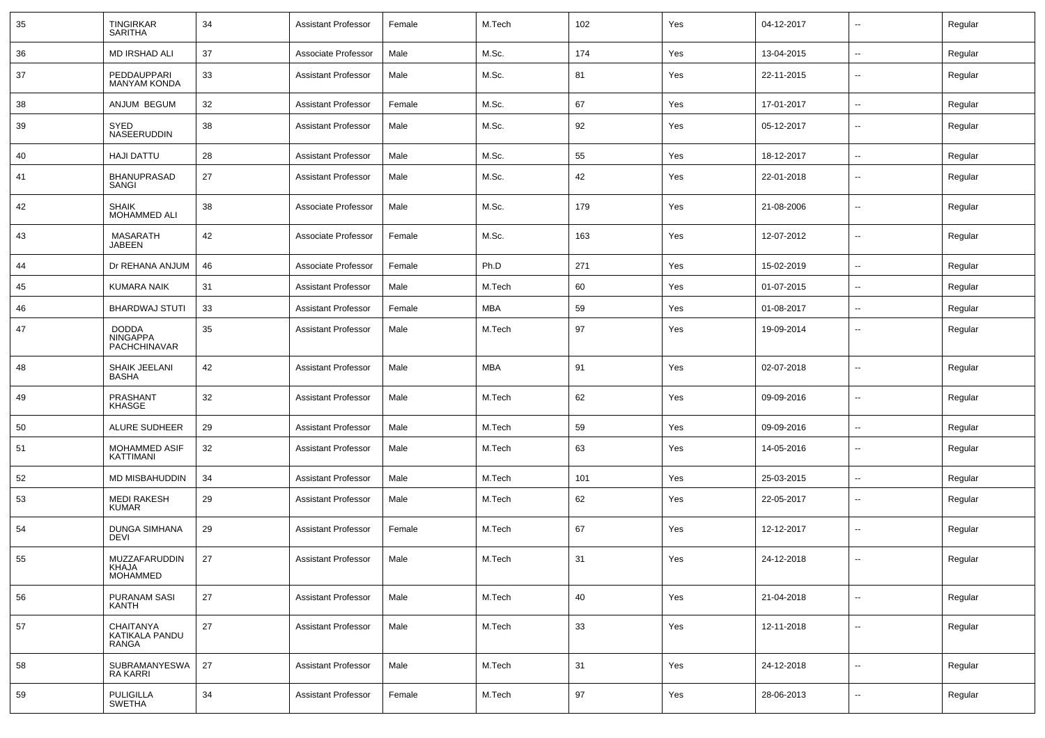| 35 | TINGIRKAR SARITHA | 34 | Assistant Professor | Female | M.Tech | 102 | Yes | 04-12-2017 | -- | Regular |
|---|---|---|---|---|---|---|---|---|---|---|
| 36 | MD IRSHAD ALI | 37 | Associate Professor | Male | M.Sc. | 174 | Yes | 13-04-2015 | -- | Regular |
| 37 | PEDDAUPPARI MANYAM KONDA | 33 | Assistant Professor | Male | M.Sc. | 81 | Yes | 22-11-2015 | -- | Regular |
| 38 | ANJUM BEGUM | 32 | Assistant Professor | Female | M.Sc. | 67 | Yes | 17-01-2017 | -- | Regular |
| 39 | SYED NASEERUDDIN | 38 | Assistant Professor | Male | M.Sc. | 92 | Yes | 05-12-2017 | -- | Regular |
| 40 | HAJI DATTU | 28 | Assistant Professor | Male | M.Sc. | 55 | Yes | 18-12-2017 | -- | Regular |
| 41 | BHANUPRASAD SANGI | 27 | Assistant Professor | Male | M.Sc. | 42 | Yes | 22-01-2018 | -- | Regular |
| 42 | SHAIK MOHAMMED ALI | 38 | Associate Professor | Male | M.Sc. | 179 | Yes | 21-08-2006 | -- | Regular |
| 43 | MASARATH JABEEN | 42 | Associate Professor | Female | M.Sc. | 163 | Yes | 12-07-2012 | -- | Regular |
| 44 | Dr REHANA ANJUM | 46 | Associate Professor | Female | Ph.D | 271 | Yes | 15-02-2019 | -- | Regular |
| 45 | KUMARA NAIK | 31 | Assistant Professor | Male | M.Tech | 60 | Yes | 01-07-2015 | -- | Regular |
| 46 | BHARDWAJ STUTI | 33 | Assistant Professor | Female | MBA | 59 | Yes | 01-08-2017 | -- | Regular |
| 47 | DODDA NINGAPPA PACHCHINAVAR | 35 | Assistant Professor | Male | M.Tech | 97 | Yes | 19-09-2014 | -- | Regular |
| 48 | SHAIK JEELANI BASHA | 42 | Assistant Professor | Male | MBA | 91 | Yes | 02-07-2018 | -- | Regular |
| 49 | PRASHANT KHASGE | 32 | Assistant Professor | Male | M.Tech | 62 | Yes | 09-09-2016 | -- | Regular |
| 50 | ALURE SUDHEER | 29 | Assistant Professor | Male | M.Tech | 59 | Yes | 09-09-2016 | -- | Regular |
| 51 | MOHAMMED ASIF KATTIMANI | 32 | Assistant Professor | Male | M.Tech | 63 | Yes | 14-05-2016 | -- | Regular |
| 52 | MD MISBAHUDDIN | 34 | Assistant Professor | Male | M.Tech | 101 | Yes | 25-03-2015 | -- | Regular |
| 53 | MEDI RAKESH KUMAR | 29 | Assistant Professor | Male | M.Tech | 62 | Yes | 22-05-2017 | -- | Regular |
| 54 | DUNGA SIMHANA DEVI | 29 | Assistant Professor | Female | M.Tech | 67 | Yes | 12-12-2017 | -- | Regular |
| 55 | MUZZAFARUDDIN KHAJA MOHAMMED | 27 | Assistant Professor | Male | M.Tech | 31 | Yes | 24-12-2018 | -- | Regular |
| 56 | PURANAM SASI KANTH | 27 | Assistant Professor | Male | M.Tech | 40 | Yes | 21-04-2018 | -- | Regular |
| 57 | CHAITANYA KATIKALA PANDU RANGA | 27 | Assistant Professor | Male | M.Tech | 33 | Yes | 12-11-2018 | -- | Regular |
| 58 | SUBRAMANYESWA RA KARRI | 27 | Assistant Professor | Male | M.Tech | 31 | Yes | 24-12-2018 | -- | Regular |
| 59 | PULIGILLA SWETHA | 34 | Assistant Professor | Female | M.Tech | 97 | Yes | 28-06-2013 | -- | Regular |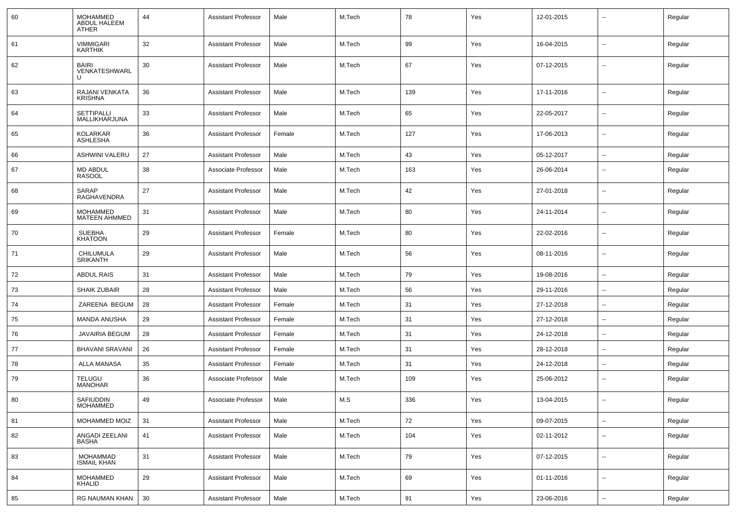| 60 | MOHAMMED ABDUL HALEEM ATHER | 44 | Assistant Professor | Male | M.Tech | 78 | Yes | 12-01-2015 | -- | Regular |
|---|---|---|---|---|---|---|---|---|---|---|
| 61 | VIMMIGARI KARTHIK | 32 | Assistant Professor | Male | M.Tech | 99 | Yes | 16-04-2015 | -- | Regular |
| 62 | BAIRI VENKATESHWARLU | 30 | Assistant Professor | Male | M.Tech | 67 | Yes | 07-12-2015 | -- | Regular |
| 63 | RAJANI VENKATA KRISHNA | 36 | Assistant Professor | Male | M.Tech | 139 | Yes | 17-11-2016 | -- | Regular |
| 64 | SETTIPALLI MALLIKHARJUNA | 33 | Assistant Professor | Male | M.Tech | 65 | Yes | 22-05-2017 | -- | Regular |
| 65 | KOLARKAR ASHLESHA | 36 | Assistant Professor | Female | M.Tech | 127 | Yes | 17-06-2013 | -- | Regular |
| 66 | ASHWINI VALERU | 27 | Assistant Professor | Male | M.Tech | 43 | Yes | 05-12-2017 | -- | Regular |
| 67 | MD ABDUL RASOOL | 38 | Associate Professor | Male | M.Tech | 163 | Yes | 26-06-2014 | -- | Regular |
| 68 | SARAP RAGHAVENDRA | 27 | Assistant Professor | Male | M.Tech | 42 | Yes | 27-01-2018 | -- | Regular |
| 69 | MOHAMMED MATEEN AHMMED | 31 | Assistant Professor | Male | M.Tech | 80 | Yes | 24-11-2014 | -- | Regular |
| 70 | SUEBHA KHATOON | 29 | Assistant Professor | Female | M.Tech | 80 | Yes | 22-02-2016 | -- | Regular |
| 71 | CHILUMULA SRIKANTH | 29 | Assistant Professor | Male | M.Tech | 56 | Yes | 08-11-2016 | -- | Regular |
| 72 | ABDUL RAIS | 31 | Assistant Professor | Male | M.Tech | 79 | Yes | 19-08-2016 | -- | Regular |
| 73 | SHAIK ZUBAIR | 28 | Assistant Professor | Male | M.Tech | 56 | Yes | 29-11-2016 | -- | Regular |
| 74 | ZAREENA BEGUM | 28 | Assistant Professor | Female | M.Tech | 31 | Yes | 27-12-2018 | -- | Regular |
| 75 | MANDA ANUSHA | 29 | Assistant Professor | Female | M.Tech | 31 | Yes | 27-12-2018 | -- | Regular |
| 76 | JAVAIRIA BEGUM | 28 | Assistant Professor | Female | M.Tech | 31 | Yes | 24-12-2018 | -- | Regular |
| 77 | BHAVANI SRAVANI | 26 | Assistant Professor | Female | M.Tech | 31 | Yes | 28-12-2018 | -- | Regular |
| 78 | ALLA MANASA | 35 | Assistant Professor | Female | M.Tech | 31 | Yes | 24-12-2018 | -- | Regular |
| 79 | TELUGU MANOHAR | 36 | Associate Professor | Male | M.Tech | 109 | Yes | 25-06-2012 | -- | Regular |
| 80 | SAFIUDDIN MOHAMMED | 49 | Associate Professor | Male | M.S | 336 | Yes | 13-04-2015 | -- | Regular |
| 81 | MOHAMMED MOIZ | 31 | Assistant Professor | Male | M.Tech | 72 | Yes | 09-07-2015 | -- | Regular |
| 82 | ANGADI ZEELANI BASHA | 41 | Assistant Professor | Male | M.Tech | 104 | Yes | 02-11-2012 | -- | Regular |
| 83 | MOHAMMAD ISMAIL KHAN | 31 | Assistant Professor | Male | M.Tech | 79 | Yes | 07-12-2015 | -- | Regular |
| 84 | MOHAMMED KHALID | 29 | Assistant Professor | Male | M.Tech | 69 | Yes | 01-11-2016 | -- | Regular |
| 85 | RG NAUMAN KHAN | 30 | Assistant Professor | Male | M.Tech | 91 | Yes | 23-06-2016 | -- | Regular |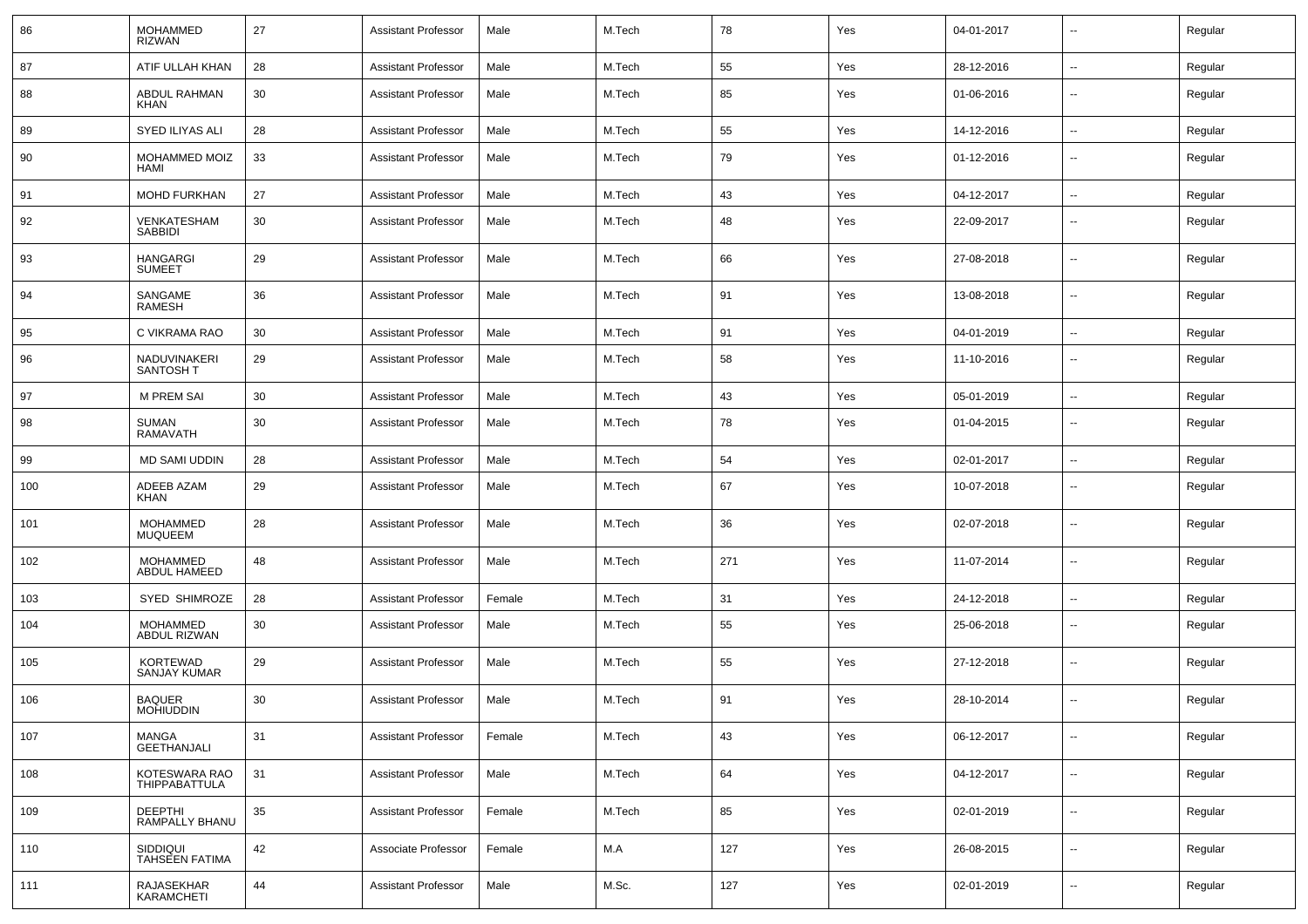| 86 | MOHAMMED RIZWAN | 27 | Assistant Professor | Male | M.Tech | 78 | Yes | 04-01-2017 | -- | Regular |
|---|---|---|---|---|---|---|---|---|---|---|
| 87 | ATIF ULLAH KHAN | 28 | Assistant Professor | Male | M.Tech | 55 | Yes | 28-12-2016 | -- | Regular |
| 88 | ABDUL RAHMAN KHAN | 30 | Assistant Professor | Male | M.Tech | 85 | Yes | 01-06-2016 | -- | Regular |
| 89 | SYED ILIYAS ALI | 28 | Assistant Professor | Male | M.Tech | 55 | Yes | 14-12-2016 | -- | Regular |
| 90 | MOHAMMED MOIZ HAMI | 33 | Assistant Professor | Male | M.Tech | 79 | Yes | 01-12-2016 | -- | Regular |
| 91 | MOHD FURKHAN | 27 | Assistant Professor | Male | M.Tech | 43 | Yes | 04-12-2017 | -- | Regular |
| 92 | VENKATESHAM SABBIDI | 30 | Assistant Professor | Male | M.Tech | 48 | Yes | 22-09-2017 | -- | Regular |
| 93 | HANGARGI SUMEET | 29 | Assistant Professor | Male | M.Tech | 66 | Yes | 27-08-2018 | -- | Regular |
| 94 | SANGAME RAMESH | 36 | Assistant Professor | Male | M.Tech | 91 | Yes | 13-08-2018 | -- | Regular |
| 95 | C VIKRAMA RAO | 30 | Assistant Professor | Male | M.Tech | 91 | Yes | 04-01-2019 | -- | Regular |
| 96 | NADUVINAKERI SANTOSH T | 29 | Assistant Professor | Male | M.Tech | 58 | Yes | 11-10-2016 | -- | Regular |
| 97 | M PREM SAI | 30 | Assistant Professor | Male | M.Tech | 43 | Yes | 05-01-2019 | -- | Regular |
| 98 | SUMAN RAMAVATH | 30 | Assistant Professor | Male | M.Tech | 78 | Yes | 01-04-2015 | -- | Regular |
| 99 | MD SAMI UDDIN | 28 | Assistant Professor | Male | M.Tech | 54 | Yes | 02-01-2017 | -- | Regular |
| 100 | ADEEB AZAM KHAN | 29 | Assistant Professor | Male | M.Tech | 67 | Yes | 10-07-2018 | -- | Regular |
| 101 | MOHAMMED MUQUEEM | 28 | Assistant Professor | Male | M.Tech | 36 | Yes | 02-07-2018 | -- | Regular |
| 102 | MOHAMMED ABDUL HAMEED | 48 | Assistant Professor | Male | M.Tech | 271 | Yes | 11-07-2014 | -- | Regular |
| 103 | SYED SHIMROZE | 28 | Assistant Professor | Female | M.Tech | 31 | Yes | 24-12-2018 | -- | Regular |
| 104 | MOHAMMED ABDUL RIZWAN | 30 | Assistant Professor | Male | M.Tech | 55 | Yes | 25-06-2018 | -- | Regular |
| 105 | KORTEWAD SANJAY KUMAR | 29 | Assistant Professor | Male | M.Tech | 55 | Yes | 27-12-2018 | -- | Regular |
| 106 | BAQUER MOHIUDDIN | 30 | Assistant Professor | Male | M.Tech | 91 | Yes | 28-10-2014 | -- | Regular |
| 107 | MANGA GEETHANJALI | 31 | Assistant Professor | Female | M.Tech | 43 | Yes | 06-12-2017 | -- | Regular |
| 108 | KOTESWARA RAO THIPPABATTULA | 31 | Assistant Professor | Male | M.Tech | 64 | Yes | 04-12-2017 | -- | Regular |
| 109 | DEEPTHI RAMPALLY BHANU | 35 | Assistant Professor | Female | M.Tech | 85 | Yes | 02-01-2019 | -- | Regular |
| 110 | SIDDIQUI TAHSEEN FATIMA | 42 | Associate Professor | Female | M.A | 127 | Yes | 26-08-2015 | -- | Regular |
| 111 | RAJASEKHAR KARAMCHETI | 44 | Assistant Professor | Male | M.Sc. | 127 | Yes | 02-01-2019 | -- | Regular |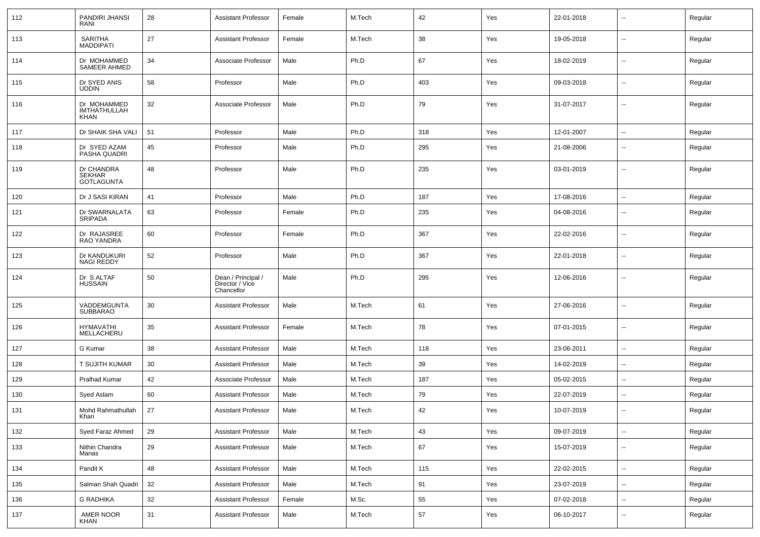| 112 | PANDIRI JHANSI RANI | 28 | Assistant Professor | Female | M.Tech | 42 | Yes | 22-01-2018 | -- | Regular |
|---|---|---|---|---|---|---|---|---|---|---|
| 113 | SARITHA MADDIPATI | 27 | Assistant Professor | Female | M.Tech | 38 | Yes | 19-05-2018 | -- | Regular |
| 114 | Dr MOHAMMED SAMEER AHMED | 34 | Associate Professor | Male | Ph.D | 67 | Yes | 18-02-2019 | -- | Regular |
| 115 | Dr SYED ANIS UDDIN | 58 | Professor | Male | Ph.D | 403 | Yes | 09-03-2018 | -- | Regular |
| 116 | Dr MOHAMMED IMTHATHULLAH KHAN | 32 | Associate Professor | Male | Ph.D | 79 | Yes | 31-07-2017 | -- | Regular |
| 117 | Dr SHAIK SHA VALI | 51 | Professor | Male | Ph.D | 318 | Yes | 12-01-2007 | -- | Regular |
| 118 | Dr SYED AZAM PASHA QUADRI | 45 | Professor | Male | Ph.D | 295 | Yes | 21-08-2006 | -- | Regular |
| 119 | Dr CHANDRA SEKHAR GOTLAGUNTA | 48 | Professor | Male | Ph.D | 235 | Yes | 03-01-2019 | -- | Regular |
| 120 | Dr J SASI KIRAN | 41 | Professor | Male | Ph.D | 187 | Yes | 17-08-2016 | -- | Regular |
| 121 | Dr SWARNALATA SRIPADA | 63 | Professor | Female | Ph.D | 235 | Yes | 04-08-2016 | -- | Regular |
| 122 | Dr RAJASREE RAO YANDRA | 60 | Professor | Female | Ph.D | 367 | Yes | 22-02-2016 | -- | Regular |
| 123 | Dr KANDUKURI NAGI REDDY | 52 | Professor | Male | Ph.D | 367 | Yes | 22-01-2018 | -- | Regular |
| 124 | Dr S ALTAF HUSSAIN | 50 | Dean / Principal / Director / Vice Chancellor | Male | Ph.D | 295 | Yes | 12-06-2016 | -- | Regular |
| 125 | VADDEMGUNTA SUBBARAO | 30 | Assistant Professor | Male | M.Tech | 61 | Yes | 27-06-2016 | -- | Regular |
| 126 | HYMAVATHI MELLACHERU | 35 | Assistant Professor | Female | M.Tech | 78 | Yes | 07-01-2015 | -- | Regular |
| 127 | G Kumar | 38 | Assistant Professor | Male | M.Tech | 118 | Yes | 23-06-2011 | -- | Regular |
| 128 | T SUJITH KUMAR | 30 | Assistant Professor | Male | M.Tech | 39 | Yes | 14-02-2019 | -- | Regular |
| 129 | Pralhad Kumar | 42 | Associate Professor | Male | M.Tech | 187 | Yes | 05-02-2015 | -- | Regular |
| 130 | Syed Aslam | 60 | Assistant Professor | Male | M.Tech | 79 | Yes | 22-07-2019 | -- | Regular |
| 131 | Mohd Rahmathullah Khan | 27 | Assistant Professor | Male | M.Tech | 42 | Yes | 10-07-2019 | -- | Regular |
| 132 | Syed Faraz Ahmed | 29 | Assistant Professor | Male | M.Tech | 43 | Yes | 09-07-2019 | -- | Regular |
| 133 | Nithin Chandra Manas | 29 | Assistant Professor | Male | M.Tech | 67 | Yes | 15-07-2019 | -- | Regular |
| 134 | Pandit K | 48 | Assistant Professor | Male | M.Tech | 115 | Yes | 22-02-2015 | -- | Regular |
| 135 | Salman Shah Quadri | 32 | Assistant Professor | Male | M.Tech | 91 | Yes | 23-07-2019 | -- | Regular |
| 136 | G RADHIKA | 32 | Assistant Professor | Female | M.Sc. | 55 | Yes | 07-02-2018 | -- | Regular |
| 137 | AMER NOOR KHAN | 31 | Assistant Professor | Male | M.Tech | 57 | Yes | 06-10-2017 | -- | Regular |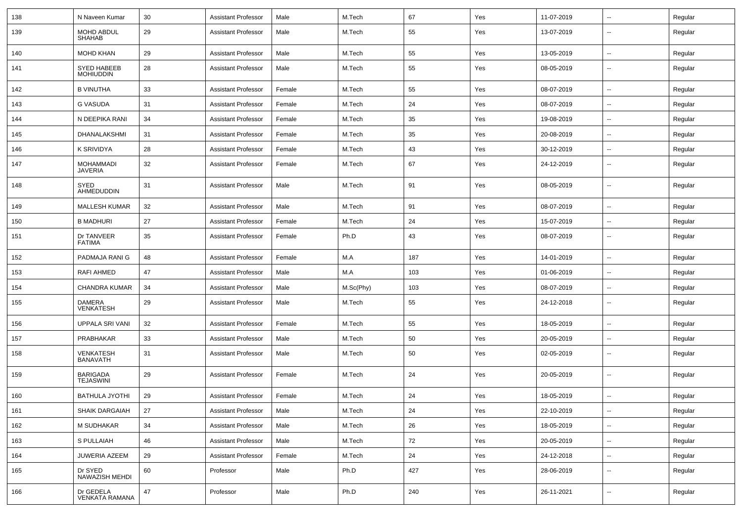| | | | | | | | | | | |
|---|---|---|---|---|---|---|---|---|---|---|
| 138 | N Naveen Kumar | 30 | Assistant Professor | Male | M.Tech | 67 | Yes | 11-07-2019 | -- | Regular |
| 139 | MOHD ABDUL SHAHAB | 29 | Assistant Professor | Male | M.Tech | 55 | Yes | 13-07-2019 | -- | Regular |
| 140 | MOHD KHAN | 29 | Assistant Professor | Male | M.Tech | 55 | Yes | 13-05-2019 | -- | Regular |
| 141 | SYED HABEEB MOHIUDDIN | 28 | Assistant Professor | Male | M.Tech | 55 | Yes | 08-05-2019 | -- | Regular |
| 142 | B VINUTHA | 33 | Assistant Professor | Female | M.Tech | 55 | Yes | 08-07-2019 | -- | Regular |
| 143 | G VASUDA | 31 | Assistant Professor | Female | M.Tech | 24 | Yes | 08-07-2019 | -- | Regular |
| 144 | N DEEPIKA RANI | 34 | Assistant Professor | Female | M.Tech | 35 | Yes | 19-08-2019 | -- | Regular |
| 145 | DHANALAKSHMI | 31 | Assistant Professor | Female | M.Tech | 35 | Yes | 20-08-2019 | -- | Regular |
| 146 | K SRIVIDYA | 28 | Assistant Professor | Female | M.Tech | 43 | Yes | 30-12-2019 | -- | Regular |
| 147 | MOHAMMADI JAVERIA | 32 | Assistant Professor | Female | M.Tech | 67 | Yes | 24-12-2019 | -- | Regular |
| 148 | SYED AHMEDUDDIN | 31 | Assistant Professor | Male | M.Tech | 91 | Yes | 08-05-2019 | -- | Regular |
| 149 | MALLESH KUMAR | 32 | Assistant Professor | Male | M.Tech | 91 | Yes | 08-07-2019 | -- | Regular |
| 150 | B MADHURI | 27 | Assistant Professor | Female | M.Tech | 24 | Yes | 15-07-2019 | -- | Regular |
| 151 | Dr TANVEER FATIMA | 35 | Assistant Professor | Female | Ph.D | 43 | Yes | 08-07-2019 | -- | Regular |
| 152 | PADMAJA RANI G | 48 | Assistant Professor | Female | M.A | 187 | Yes | 14-01-2019 | -- | Regular |
| 153 | RAFI AHMED | 47 | Assistant Professor | Male | M.A | 103 | Yes | 01-06-2019 | -- | Regular |
| 154 | CHANDRA KUMAR | 34 | Assistant Professor | Male | M.Sc(Phy) | 103 | Yes | 08-07-2019 | -- | Regular |
| 155 | DAMERA VENKATESH | 29 | Assistant Professor | Male | M.Tech | 55 | Yes | 24-12-2018 | -- | Regular |
| 156 | UPPALA SRI VANI | 32 | Assistant Professor | Female | M.Tech | 55 | Yes | 18-05-2019 | -- | Regular |
| 157 | PRABHAKAR | 33 | Assistant Professor | Male | M.Tech | 50 | Yes | 20-05-2019 | -- | Regular |
| 158 | VENKATESH BANAVATH | 31 | Assistant Professor | Male | M.Tech | 50 | Yes | 02-05-2019 | -- | Regular |
| 159 | BARIGADA TEJASWINI | 29 | Assistant Professor | Female | M.Tech | 24 | Yes | 20-05-2019 | -- | Regular |
| 160 | BATHULA JYOTHI | 29 | Assistant Professor | Female | M.Tech | 24 | Yes | 18-05-2019 | -- | Regular |
| 161 | SHAIK DARGAIAH | 27 | Assistant Professor | Male | M.Tech | 24 | Yes | 22-10-2019 | -- | Regular |
| 162 | M SUDHAKAR | 34 | Assistant Professor | Male | M.Tech | 26 | Yes | 18-05-2019 | -- | Regular |
| 163 | S PULLAIAH | 46 | Assistant Professor | Male | M.Tech | 72 | Yes | 20-05-2019 | -- | Regular |
| 164 | JUWERIA AZEEM | 29 | Assistant Professor | Female | M.Tech | 24 | Yes | 24-12-2018 | -- | Regular |
| 165 | Dr SYED NAWAZISH MEHDI | 60 | Professor | Male | Ph.D | 427 | Yes | 28-06-2019 | -- | Regular |
| 166 | Dr GEDELA VENKATA RAMANA | 47 | Professor | Male | Ph.D | 240 | Yes | 26-11-2021 | -- | Regular |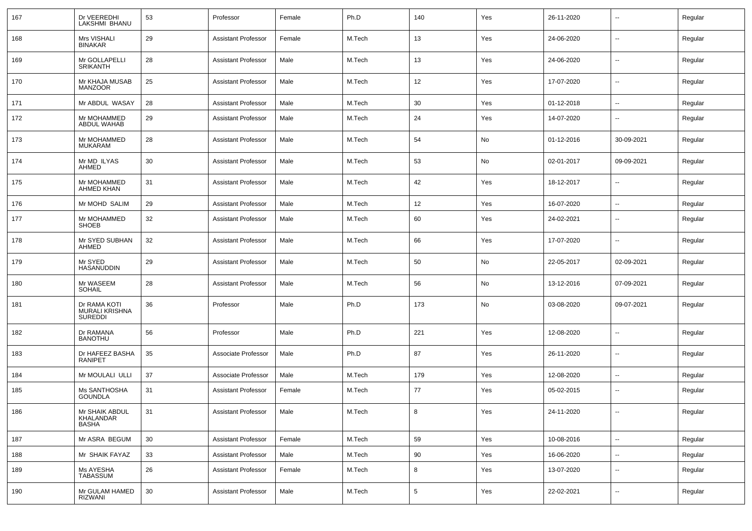| 167 | Dr VEEREDHI LAKSHMI BHANU | 53 | Professor | Female | Ph.D | 140 | Yes | 26-11-2020 | -- | Regular |
|---|---|---|---|---|---|---|---|---|---|---|
| 168 | Mrs VISHALI BINAKAR | 29 | Assistant Professor | Female | M.Tech | 13 | Yes | 24-06-2020 | -- | Regular |
| 169 | Mr GOLLAPELLI SRIKANTH | 28 | Assistant Professor | Male | M.Tech | 13 | Yes | 24-06-2020 | -- | Regular |
| 170 | Mr KHAJA MUSAB MANZOOR | 25 | Assistant Professor | Male | M.Tech | 12 | Yes | 17-07-2020 | -- | Regular |
| 171 | Mr ABDUL WASAY | 28 | Assistant Professor | Male | M.Tech | 30 | Yes | 01-12-2018 | -- | Regular |
| 172 | Mr MOHAMMED ABDUL WAHAB | 29 | Assistant Professor | Male | M.Tech | 24 | Yes | 14-07-2020 | -- | Regular |
| 173 | Mr MOHAMMED MUKARAM | 28 | Assistant Professor | Male | M.Tech | 54 | No | 01-12-2016 | 30-09-2021 | Regular |
| 174 | Mr MD ILYAS AHMED | 30 | Assistant Professor | Male | M.Tech | 53 | No | 02-01-2017 | 09-09-2021 | Regular |
| 175 | Mr MOHAMMED AHMED KHAN | 31 | Assistant Professor | Male | M.Tech | 42 | Yes | 18-12-2017 | -- | Regular |
| 176 | Mr MOHD SALIM | 29 | Assistant Professor | Male | M.Tech | 12 | Yes | 16-07-2020 | -- | Regular |
| 177 | Mr MOHAMMED SHOEB | 32 | Assistant Professor | Male | M.Tech | 60 | Yes | 24-02-2021 | -- | Regular |
| 178 | Mr SYED SUBHAN AHMED | 32 | Assistant Professor | Male | M.Tech | 66 | Yes | 17-07-2020 | -- | Regular |
| 179 | Mr SYED HASANUDDIN | 29 | Assistant Professor | Male | M.Tech | 50 | No | 22-05-2017 | 02-09-2021 | Regular |
| 180 | Mr WASEEM SOHAIL | 28 | Assistant Professor | Male | M.Tech | 56 | No | 13-12-2016 | 07-09-2021 | Regular |
| 181 | Dr RAMA KOTI MURALI KRISHNA SUREDDI | 36 | Professor | Male | Ph.D | 173 | No | 03-08-2020 | 09-07-2021 | Regular |
| 182 | Dr RAMANA BANOTHU | 56 | Professor | Male | Ph.D | 221 | Yes | 12-08-2020 | -- | Regular |
| 183 | Dr HAFEEZ BASHA RANIPET | 35 | Associate Professor | Male | Ph.D | 87 | Yes | 26-11-2020 | -- | Regular |
| 184 | Mr MOULALI ULLI | 37 | Associate Professor | Male | M.Tech | 179 | Yes | 12-08-2020 | -- | Regular |
| 185 | Ms SANTHOSHA GOUNDLA | 31 | Assistant Professor | Female | M.Tech | 77 | Yes | 05-02-2015 | -- | Regular |
| 186 | Mr SHAIK ABDUL KHALANDAR BASHA | 31 | Assistant Professor | Male | M.Tech | 8 | Yes | 24-11-2020 | -- | Regular |
| 187 | Mr ASRA BEGUM | 30 | Assistant Professor | Female | M.Tech | 59 | Yes | 10-08-2016 | -- | Regular |
| 188 | Mr SHAIK FAYAZ | 33 | Assistant Professor | Male | M.Tech | 90 | Yes | 16-06-2020 | -- | Regular |
| 189 | Ms AYESHA TABASSUM | 26 | Assistant Professor | Female | M.Tech | 8 | Yes | 13-07-2020 | -- | Regular |
| 190 | Mr GULAM HAMED RIZWANI | 30 | Assistant Professor | Male | M.Tech | 5 | Yes | 22-02-2021 | -- | Regular |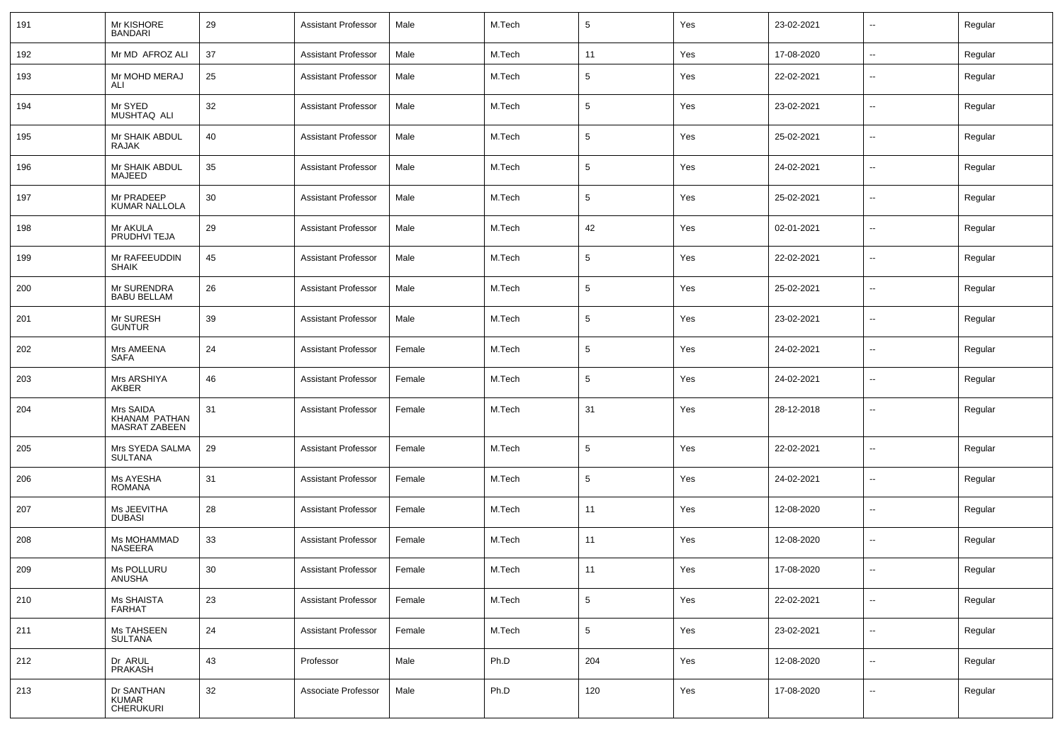| 191 | Mr KISHORE BANDARI | 29 | Assistant Professor | Male | M.Tech | 5 | Yes | 23-02-2021 | -- | Regular |
|---|---|---|---|---|---|---|---|---|---|---|
| 192 | Mr MD AFROZ ALI | 37 | Assistant Professor | Male | M.Tech | 11 | Yes | 17-08-2020 | -- | Regular |
| 193 | Mr MOHD MERAJ ALI | 25 | Assistant Professor | Male | M.Tech | 5 | Yes | 22-02-2021 | -- | Regular |
| 194 | Mr SYED MUSHTAQ ALI | 32 | Assistant Professor | Male | M.Tech | 5 | Yes | 23-02-2021 | -- | Regular |
| 195 | Mr SHAIK ABDUL RAJAK | 40 | Assistant Professor | Male | M.Tech | 5 | Yes | 25-02-2021 | -- | Regular |
| 196 | Mr SHAIK ABDUL MAJEED | 35 | Assistant Professor | Male | M.Tech | 5 | Yes | 24-02-2021 | -- | Regular |
| 197 | Mr PRADEEP KUMAR NALLOLA | 30 | Assistant Professor | Male | M.Tech | 5 | Yes | 25-02-2021 | -- | Regular |
| 198 | Mr AKULA PRUDHVI TEJA | 29 | Assistant Professor | Male | M.Tech | 42 | Yes | 02-01-2021 | -- | Regular |
| 199 | Mr RAFEEUDDIN SHAIK | 45 | Assistant Professor | Male | M.Tech | 5 | Yes | 22-02-2021 | -- | Regular |
| 200 | Mr SURENDRA BABU BELLAM | 26 | Assistant Professor | Male | M.Tech | 5 | Yes | 25-02-2021 | -- | Regular |
| 201 | Mr SURESH GUNTUR | 39 | Assistant Professor | Male | M.Tech | 5 | Yes | 23-02-2021 | -- | Regular |
| 202 | Mrs AMEENA SAFA | 24 | Assistant Professor | Female | M.Tech | 5 | Yes | 24-02-2021 | -- | Regular |
| 203 | Mrs ARSHIYA AKBER | 46 | Assistant Professor | Female | M.Tech | 5 | Yes | 24-02-2021 | -- | Regular |
| 204 | Mrs SAIDA KHANAM PATHAN MASRAT ZABEEN | 31 | Assistant Professor | Female | M.Tech | 31 | Yes | 28-12-2018 | -- | Regular |
| 205 | Mrs SYEDA SALMA SULTANA | 29 | Assistant Professor | Female | M.Tech | 5 | Yes | 22-02-2021 | -- | Regular |
| 206 | Ms AYESHA ROMANA | 31 | Assistant Professor | Female | M.Tech | 5 | Yes | 24-02-2021 | -- | Regular |
| 207 | Ms JEEVITHA DUBASI | 28 | Assistant Professor | Female | M.Tech | 11 | Yes | 12-08-2020 | -- | Regular |
| 208 | Ms MOHAMMAD NASEERA | 33 | Assistant Professor | Female | M.Tech | 11 | Yes | 12-08-2020 | -- | Regular |
| 209 | Ms POLLURU ANUSHA | 30 | Assistant Professor | Female | M.Tech | 11 | Yes | 17-08-2020 | -- | Regular |
| 210 | Ms SHAISTA FARHAT | 23 | Assistant Professor | Female | M.Tech | 5 | Yes | 22-02-2021 | -- | Regular |
| 211 | Ms TAHSEEN SULTANA | 24 | Assistant Professor | Female | M.Tech | 5 | Yes | 23-02-2021 | -- | Regular |
| 212 | Dr ARUL PRAKASH | 43 | Professor | Male | Ph.D | 204 | Yes | 12-08-2020 | -- | Regular |
| 213 | Dr SANTHAN KUMAR CHERUKURI | 32 | Associate Professor | Male | Ph.D | 120 | Yes | 17-08-2020 | -- | Regular |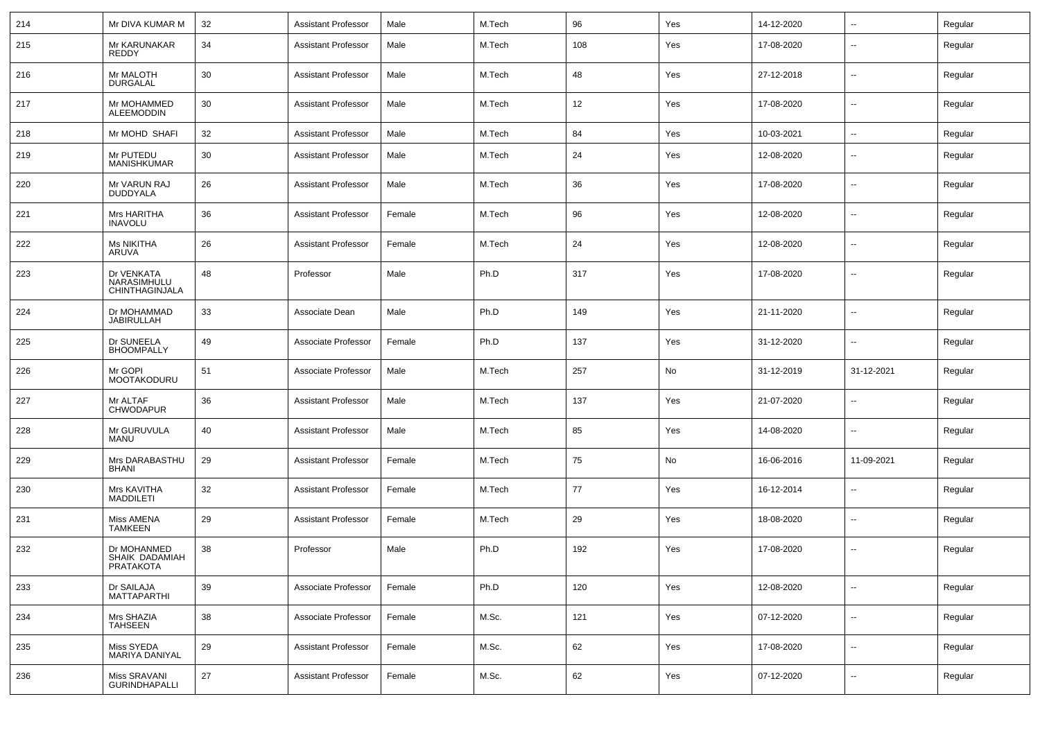| 214 | Mr DIVA KUMAR M | 32 | Assistant Professor | Male | M.Tech | 96 | Yes | 14-12-2020 | -- | Regular |
|---|---|---|---|---|---|---|---|---|---|---|
| 215 | Mr KARUNAKAR REDDY | 34 | Assistant Professor | Male | M.Tech | 108 | Yes | 17-08-2020 | -- | Regular |
| 216 | Mr MALOTH DURGALAL | 30 | Assistant Professor | Male | M.Tech | 48 | Yes | 27-12-2018 | -- | Regular |
| 217 | Mr MOHAMMED ALEEMODDIN | 30 | Assistant Professor | Male | M.Tech | 12 | Yes | 17-08-2020 | -- | Regular |
| 218 | Mr MOHD SHAFI | 32 | Assistant Professor | Male | M.Tech | 84 | Yes | 10-03-2021 | -- | Regular |
| 219 | Mr PUTEDU MANISHKUMAR | 30 | Assistant Professor | Male | M.Tech | 24 | Yes | 12-08-2020 | -- | Regular |
| 220 | Mr VARUN RAJ DUDDYALA | 26 | Assistant Professor | Male | M.Tech | 36 | Yes | 17-08-2020 | -- | Regular |
| 221 | Mrs HARITHA INAVOLU | 36 | Assistant Professor | Female | M.Tech | 96 | Yes | 12-08-2020 | -- | Regular |
| 222 | Ms NIKITHA ARUVA | 26 | Assistant Professor | Female | M.Tech | 24 | Yes | 12-08-2020 | -- | Regular |
| 223 | Dr VENKATA NARASIMHULU CHINTHAGINJALA | 48 | Professor | Male | Ph.D | 317 | Yes | 17-08-2020 | -- | Regular |
| 224 | Dr MOHAMMAD JABIRULLAH | 33 | Associate Dean | Male | Ph.D | 149 | Yes | 21-11-2020 | -- | Regular |
| 225 | Dr SUNEELA BHOOMPALLY | 49 | Associate Professor | Female | Ph.D | 137 | Yes | 31-12-2020 | -- | Regular |
| 226 | Mr GOPI MOOTAKODURU | 51 | Associate Professor | Male | M.Tech | 257 | No | 31-12-2019 | 31-12-2021 | Regular |
| 227 | Mr ALTAF CHWODAPUR | 36 | Assistant Professor | Male | M.Tech | 137 | Yes | 21-07-2020 | -- | Regular |
| 228 | Mr GURUVULA MANU | 40 | Assistant Professor | Male | M.Tech | 85 | Yes | 14-08-2020 | -- | Regular |
| 229 | Mrs DARABASTHU BHANI | 29 | Assistant Professor | Female | M.Tech | 75 | No | 16-06-2016 | 11-09-2021 | Regular |
| 230 | Mrs KAVITHA MADDILETI | 32 | Assistant Professor | Female | M.Tech | 77 | Yes | 16-12-2014 | -- | Regular |
| 231 | Miss AMENA TAMKEEN | 29 | Assistant Professor | Female | M.Tech | 29 | Yes | 18-08-2020 | -- | Regular |
| 232 | Dr MOHANMED SHAIK DADAMIAH PRATAKOTA | 38 | Professor | Male | Ph.D | 192 | Yes | 17-08-2020 | -- | Regular |
| 233 | Dr SAILAJA MATTAPARTHI | 39 | Associate Professor | Female | Ph.D | 120 | Yes | 12-08-2020 | -- | Regular |
| 234 | Mrs SHAZIA TAHSEEN | 38 | Associate Professor | Female | M.Sc. | 121 | Yes | 07-12-2020 | -- | Regular |
| 235 | Miss SYEDA MARIYA DANIYAL | 29 | Assistant Professor | Female | M.Sc. | 62 | Yes | 17-08-2020 | -- | Regular |
| 236 | Miss SRAVANI GURINDHAPALLI | 27 | Assistant Professor | Female | M.Sc. | 62 | Yes | 07-12-2020 | -- | Regular |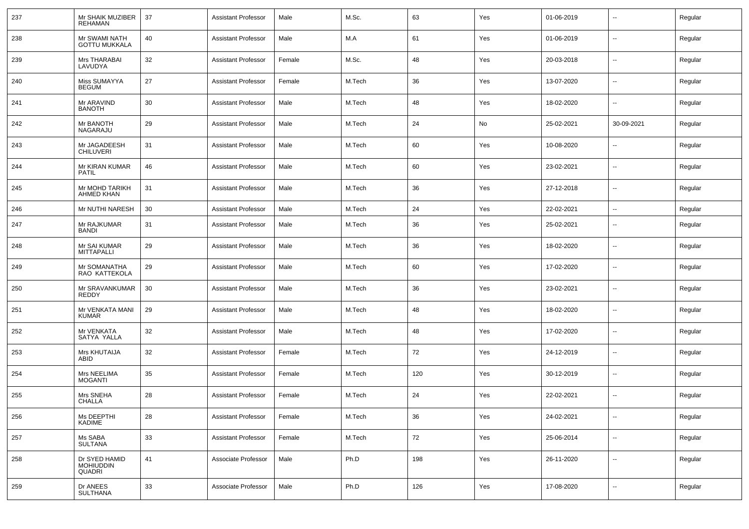| 237 | Mr SHAIK MUZIBER REHAMAN | 37 | Assistant Professor | Male | M.Sc. | 63 | Yes | 01-06-2019 | -- | Regular |
|---|---|---|---|---|---|---|---|---|---|---|
| 238 | Mr SWAMI NATH GOTTU MUKKALA | 40 | Assistant Professor | Male | M.A | 61 | Yes | 01-06-2019 | -- | Regular |
| 239 | Mrs THARABAI LAVUDYA | 32 | Assistant Professor | Female | M.Sc. | 48 | Yes | 20-03-2018 | -- | Regular |
| 240 | Miss SUMAYYA BEGUM | 27 | Assistant Professor | Female | M.Tech | 36 | Yes | 13-07-2020 | -- | Regular |
| 241 | Mr ARAVIND BANOTH | 30 | Assistant Professor | Male | M.Tech | 48 | Yes | 18-02-2020 | -- | Regular |
| 242 | Mr BANOTH NAGARAJU | 29 | Assistant Professor | Male | M.Tech | 24 | No | 25-02-2021 | 30-09-2021 | Regular |
| 243 | Mr JAGADEESH CHILUVERI | 31 | Assistant Professor | Male | M.Tech | 60 | Yes | 10-08-2020 | -- | Regular |
| 244 | Mr KIRAN KUMAR PATIL | 46 | Assistant Professor | Male | M.Tech | 60 | Yes | 23-02-2021 | -- | Regular |
| 245 | Mr MOHD TARIKH AHMED KHAN | 31 | Assistant Professor | Male | M.Tech | 36 | Yes | 27-12-2018 | -- | Regular |
| 246 | Mr NUTHI NARESH | 30 | Assistant Professor | Male | M.Tech | 24 | Yes | 22-02-2021 | -- | Regular |
| 247 | Mr RAJKUMAR BANDI | 31 | Assistant Professor | Male | M.Tech | 36 | Yes | 25-02-2021 | -- | Regular |
| 248 | Mr SAI KUMAR MITTAPALLI | 29 | Assistant Professor | Male | M.Tech | 36 | Yes | 18-02-2020 | -- | Regular |
| 249 | Mr SOMANATHA RAO KATTEKOLA | 29 | Assistant Professor | Male | M.Tech | 60 | Yes | 17-02-2020 | -- | Regular |
| 250 | Mr SRAVANKUMAR REDDY | 30 | Assistant Professor | Male | M.Tech | 36 | Yes | 23-02-2021 | -- | Regular |
| 251 | Mr VENKATA MANI KUMAR | 29 | Assistant Professor | Male | M.Tech | 48 | Yes | 18-02-2020 | -- | Regular |
| 252 | Mr VENKATA SATYA YALLA | 32 | Assistant Professor | Male | M.Tech | 48 | Yes | 17-02-2020 | -- | Regular |
| 253 | Mrs KHUTAIJA ABID | 32 | Assistant Professor | Female | M.Tech | 72 | Yes | 24-12-2019 | -- | Regular |
| 254 | Mrs NEELIMA MOGANTI | 35 | Assistant Professor | Female | M.Tech | 120 | Yes | 30-12-2019 | -- | Regular |
| 255 | Mrs SNEHA CHALLA | 28 | Assistant Professor | Female | M.Tech | 24 | Yes | 22-02-2021 | -- | Regular |
| 256 | Ms DEEPTHI KADIME | 28 | Assistant Professor | Female | M.Tech | 36 | Yes | 24-02-2021 | -- | Regular |
| 257 | Ms SABA SULTANA | 33 | Assistant Professor | Female | M.Tech | 72 | Yes | 25-06-2014 | -- | Regular |
| 258 | Dr SYED HAMID MOHIUDDIN QUADRI | 41 | Associate Professor | Male | Ph.D | 198 | Yes | 26-11-2020 | -- | Regular |
| 259 | Dr ANEES SULTHANA | 33 | Associate Professor | Male | Ph.D | 126 | Yes | 17-08-2020 | -- | Regular |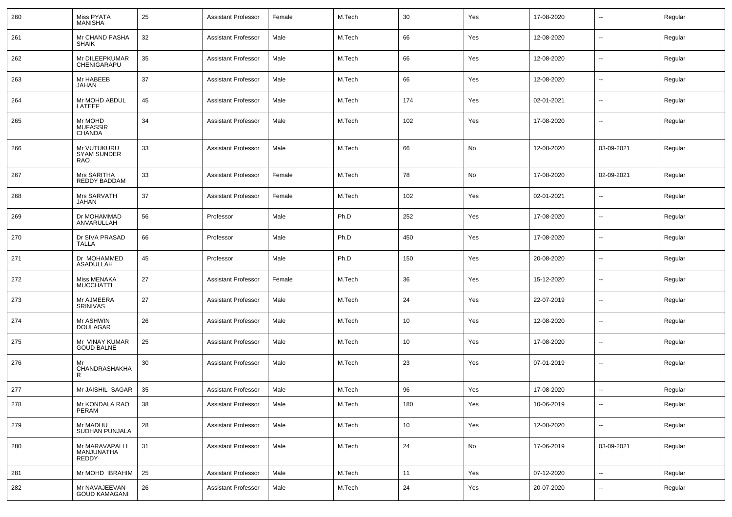| 260 | Miss PYATA MANISHA | 25 | Assistant Professor | Female | M.Tech | 30 | Yes | 17-08-2020 | -- | Regular |
|---|---|---|---|---|---|---|---|---|---|---|
| 261 | Mr CHAND PASHA SHAIK | 32 | Assistant Professor | Male | M.Tech | 66 | Yes | 12-08-2020 | -- | Regular |
| 262 | Mr DILEEPKUMAR CHENIGARAPU | 35 | Assistant Professor | Male | M.Tech | 66 | Yes | 12-08-2020 | -- | Regular |
| 263 | Mr HABEEB JAHAN | 37 | Assistant Professor | Male | M.Tech | 66 | Yes | 12-08-2020 | -- | Regular |
| 264 | Mr MOHD ABDUL LATEEF | 45 | Assistant Professor | Male | M.Tech | 174 | Yes | 02-01-2021 | -- | Regular |
| 265 | Mr MOHD MUFASSIR CHANDA | 34 | Assistant Professor | Male | M.Tech | 102 | Yes | 17-08-2020 | -- | Regular |
| 266 | Mr VUTUKURU SYAM SUNDER RAO | 33 | Assistant Professor | Male | M.Tech | 66 | No | 12-08-2020 | 03-09-2021 | Regular |
| 267 | Mrs SARITHA REDDY BADDAM | 33 | Assistant Professor | Female | M.Tech | 78 | No | 17-08-2020 | 02-09-2021 | Regular |
| 268 | Mrs SARVATH JAHAN | 37 | Assistant Professor | Female | M.Tech | 102 | Yes | 02-01-2021 | -- | Regular |
| 269 | Dr MOHAMMAD ANVARULLAH | 56 | Professor | Male | Ph.D | 252 | Yes | 17-08-2020 | -- | Regular |
| 270 | Dr SIVA PRASAD TALLA | 66 | Professor | Male | Ph.D | 450 | Yes | 17-08-2020 | -- | Regular |
| 271 | Dr MOHAMMED ASADULLAH | 45 | Professor | Male | Ph.D | 150 | Yes | 20-08-2020 | -- | Regular |
| 272 | Miss MENAKA MUCCHATTI | 27 | Assistant Professor | Female | M.Tech | 36 | Yes | 15-12-2020 | -- | Regular |
| 273 | Mr AJMEERA SRINIVAS | 27 | Assistant Professor | Male | M.Tech | 24 | Yes | 22-07-2019 | -- | Regular |
| 274 | Mr ASHWIN DOULAGAR | 26 | Assistant Professor | Male | M.Tech | 10 | Yes | 12-08-2020 | -- | Regular |
| 275 | Mr VINAY KUMAR GOUD BALNE | 25 | Assistant Professor | Male | M.Tech | 10 | Yes | 17-08-2020 | -- | Regular |
| 276 | Mr CHANDRASHAKHAR | 30 | Assistant Professor | Male | M.Tech | 23 | Yes | 07-01-2019 | -- | Regular |
| 277 | Mr JAISHIL SAGAR | 35 | Assistant Professor | Male | M.Tech | 96 | Yes | 17-08-2020 | -- | Regular |
| 278 | Mr KONDALA RAO PERAM | 38 | Assistant Professor | Male | M.Tech | 180 | Yes | 10-06-2019 | -- | Regular |
| 279 | Mr MADHU SUDHAN PUNJALA | 28 | Assistant Professor | Male | M.Tech | 10 | Yes | 12-08-2020 | -- | Regular |
| 280 | Mr MARAVAPALLI MANJUNATHA REDDY | 31 | Assistant Professor | Male | M.Tech | 24 | No | 17-06-2019 | 03-09-2021 | Regular |
| 281 | Mr MOHD IBRAHIM | 25 | Assistant Professor | Male | M.Tech | 11 | Yes | 07-12-2020 | -- | Regular |
| 282 | Mr NAVAJEEVAN GOUD KAMAGANI | 26 | Assistant Professor | Male | M.Tech | 24 | Yes | 20-07-2020 | -- | Regular |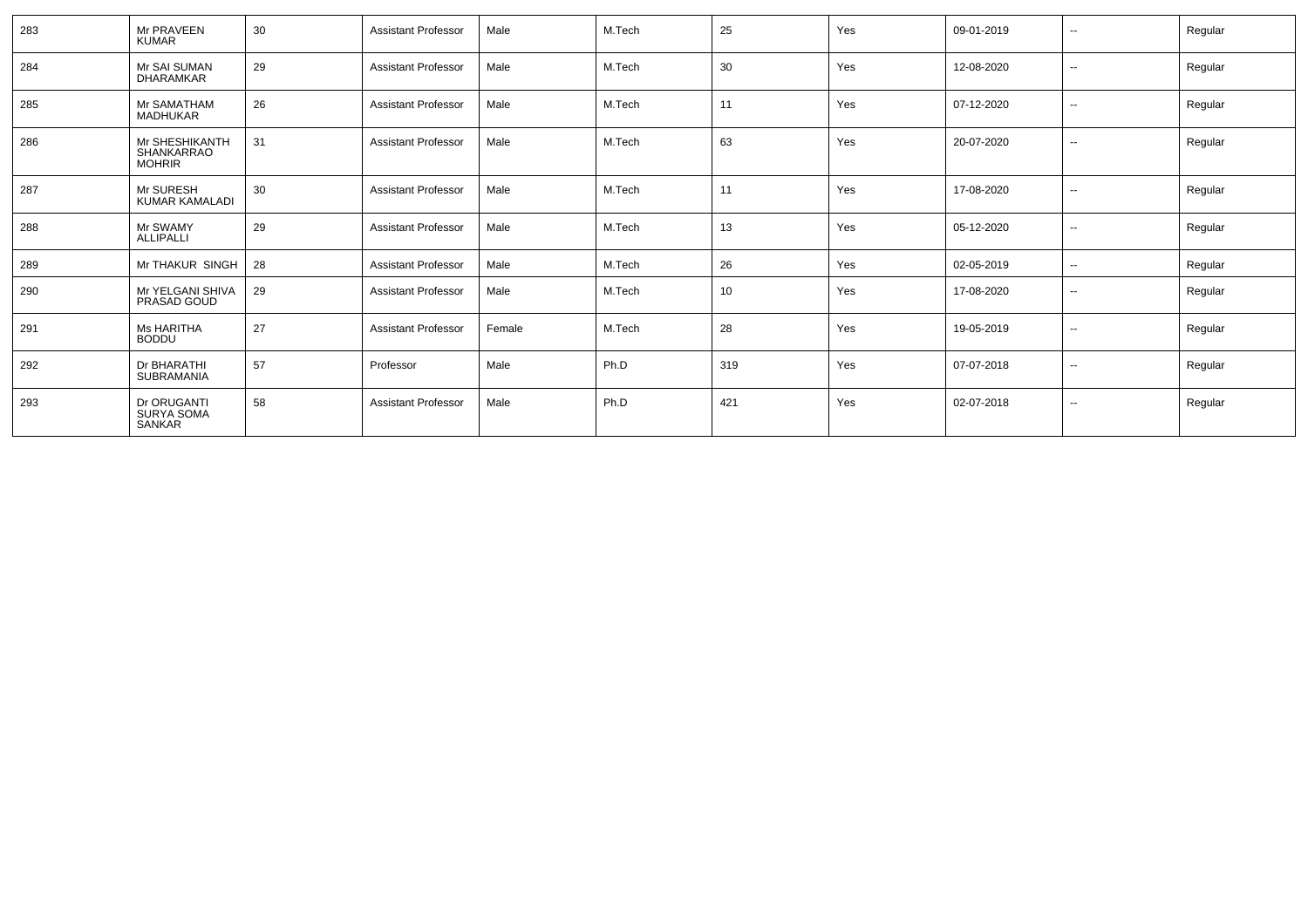| | | | | | | | | | | |
|---|---|---|---|---|---|---|---|---|---|---|
| 283 | Mr PRAVEEN KUMAR | 30 | Assistant Professor | Male | M.Tech | 25 | Yes | 09-01-2019 | -- | Regular |
| 284 | Mr SAI SUMAN DHARAMKAR | 29 | Assistant Professor | Male | M.Tech | 30 | Yes | 12-08-2020 | -- | Regular |
| 285 | Mr SAMATHAM MADHUKAR | 26 | Assistant Professor | Male | M.Tech | 11 | Yes | 07-12-2020 | -- | Regular |
| 286 | Mr SHESHIKANTH SHANKARRAO MOHRIR | 31 | Assistant Professor | Male | M.Tech | 63 | Yes | 20-07-2020 | -- | Regular |
| 287 | Mr SURESH KUMAR KAMALADI | 30 | Assistant Professor | Male | M.Tech | 11 | Yes | 17-08-2020 | -- | Regular |
| 288 | Mr SWAMY ALLIPALLI | 29 | Assistant Professor | Male | M.Tech | 13 | Yes | 05-12-2020 | -- | Regular |
| 289 | Mr THAKUR SINGH | 28 | Assistant Professor | Male | M.Tech | 26 | Yes | 02-05-2019 | -- | Regular |
| 290 | Mr YELGANI SHIVA PRASAD GOUD | 29 | Assistant Professor | Male | M.Tech | 10 | Yes | 17-08-2020 | -- | Regular |
| 291 | Ms HARITHA BODDU | 27 | Assistant Professor | Female | M.Tech | 28 | Yes | 19-05-2019 | -- | Regular |
| 292 | Dr BHARATHI SUBRAMANIA | 57 | Professor | Male | Ph.D | 319 | Yes | 07-07-2018 | -- | Regular |
| 293 | Dr ORUGANTI SURYA SOMA SANKAR | 58 | Assistant Professor | Male | Ph.D | 421 | Yes | 02-07-2018 | -- | Regular |